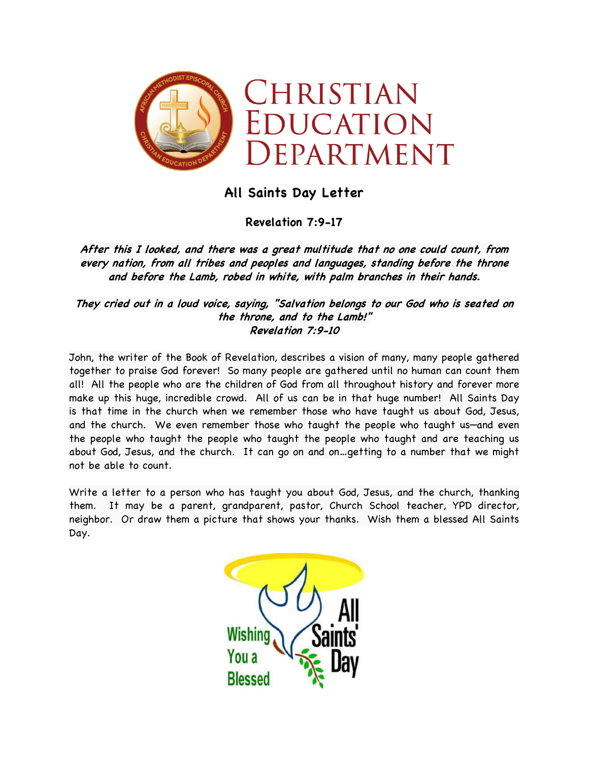# Christian Education Department

## All Saints Day Letter

**Revelation 7:9-17**

***After this I looked, and there was a great multitude that no one could count, from every nation, from all tribes and peoples and languages, standing before the throne and before the Lamb, robed in white, with palm branches in their hands.***

***They cried out in a loud voice, saying, "Salvation belongs to our God who is seated on the throne, and to the Lamb!"***
***Revelation 7:9-10***

John, the writer of the Book of Revelation, describes a vision of many, many people gathered together to praise God forever! So many people are gathered until no human can count them all! All the people who are the children of God from all throughout history and forever more make up this huge, incredible crowd. All of us can be in that huge number! All Saints Day is that time in the church when we remember those who have taught us about God, Jesus, and the church. We even remember those who taught the people who taught us—and even the people who taught the people who taught the people who taught and are teaching us about God, Jesus, and the church. It can go on and on…getting to a number that we might not be able to count.

Write a letter to a person who has taught you about God, Jesus, and the church, thanking them. It may be a parent, grandparent, pastor, Church School teacher, YPD director, neighbor. Or draw them a picture that shows your thanks. Wish them a blessed All Saints Day.

Wishing You a Blessed All Saints' Day